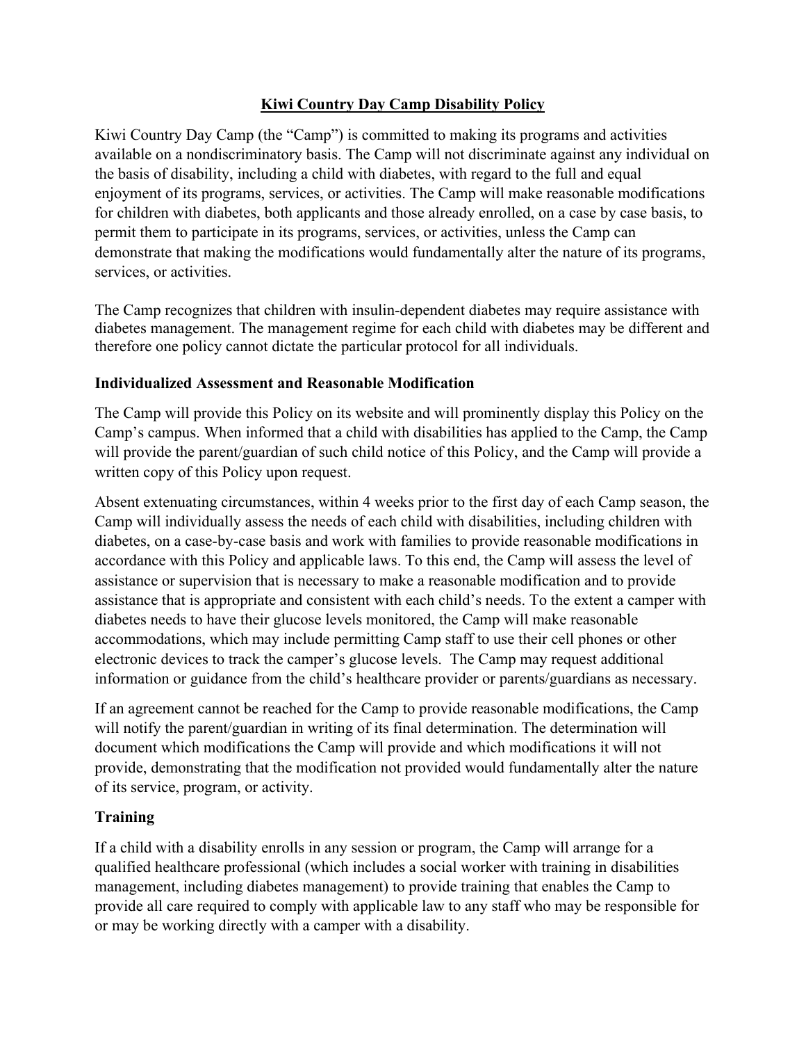# **Kiwi Country Day Camp Disability Policy**

Kiwi Country Day Camp (the "Camp") is committed to making its programs and activities available on a nondiscriminatory basis. The Camp will not discriminate against any individual on the basis of disability, including a child with diabetes, with regard to the full and equal enjoyment of its programs, services, or activities. The Camp will make reasonable modifications for children with diabetes, both applicants and those already enrolled, on a case by case basis, to permit them to participate in its programs, services, or activities, unless the Camp can demonstrate that making the modifications would fundamentally alter the nature of its programs, services, or activities.

The Camp recognizes that children with insulin-dependent diabetes may require assistance with diabetes management. The management regime for each child with diabetes may be different and therefore one policy cannot dictate the particular protocol for all individuals.

## **Individualized Assessment and Reasonable Modification**

The Camp will provide this Policy on its website and will prominently display this Policy on the Camp's campus. When informed that a child with disabilities has applied to the Camp, the Camp will provide the parent/guardian of such child notice of this Policy, and the Camp will provide a written copy of this Policy upon request.

Absent extenuating circumstances, within 4 weeks prior to the first day of each Camp season, the Camp will individually assess the needs of each child with disabilities, including children with diabetes, on a case-by-case basis and work with families to provide reasonable modifications in accordance with this Policy and applicable laws. To this end, the Camp will assess the level of assistance or supervision that is necessary to make a reasonable modification and to provide assistance that is appropriate and consistent with each child's needs. To the extent a camper with diabetes needs to have their glucose levels monitored, the Camp will make reasonable accommodations, which may include permitting Camp staff to use their cell phones or other electronic devices to track the camper's glucose levels. The Camp may request additional information or guidance from the child's healthcare provider or parents/guardians as necessary.

If an agreement cannot be reached for the Camp to provide reasonable modifications, the Camp will notify the parent/guardian in writing of its final determination. The determination will document which modifications the Camp will provide and which modifications it will not provide, demonstrating that the modification not provided would fundamentally alter the nature of its service, program, or activity.

## **Training**

If a child with a disability enrolls in any session or program, the Camp will arrange for a qualified healthcare professional (which includes a social worker with training in disabilities management, including diabetes management) to provide training that enables the Camp to provide all care required to comply with applicable law to any staff who may be responsible for or may be working directly with a camper with a disability.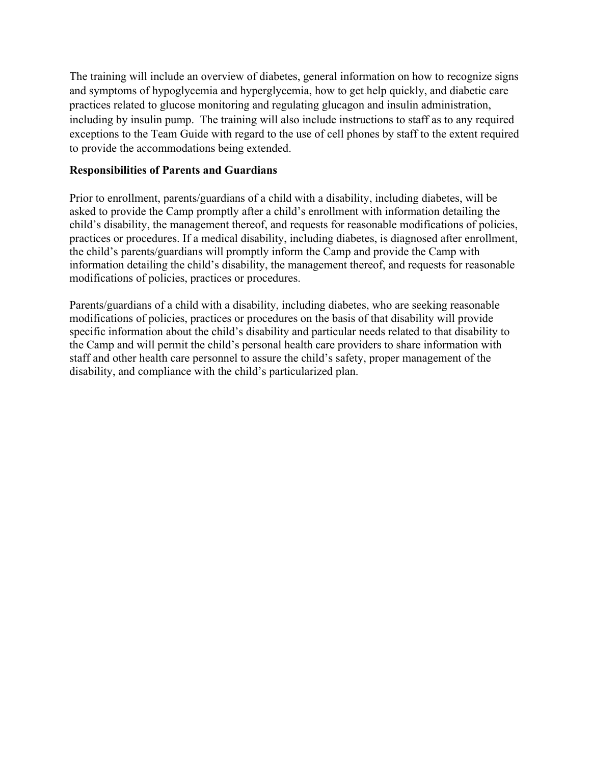The training will include an overview of diabetes, general information on how to recognize signs and symptoms of hypoglycemia and hyperglycemia, how to get help quickly, and diabetic care practices related to glucose monitoring and regulating glucagon and insulin administration, including by insulin pump. The training will also include instructions to staff as to any required exceptions to the Team Guide with regard to the use of cell phones by staff to the extent required to provide the accommodations being extended.

**Responsibilities of Parents and Guardians**

Prior to enrollment, parents/guardians of a child with a disability, including diabetes, will be asked to provide the Camp promptly after a child's enrollment with information detailing the child's disability, the management thereof, and requests for reasonable modifications of policies, practices or procedures. If a medical disability, including diabetes, is diagnosed after enrollment, the child's parents/guardians will promptly inform the Camp and provide the Camp with information detailing the child's disability, the management thereof, and requests for reasonable modifications of policies, practices or procedures.

Parents/guardians of a child with a disability, including diabetes, who are seeking reasonable modifications of policies, practices or procedures on the basis of that disability will provide specific information about the child's disability and particular needs related to that disability to the Camp and will permit the child's personal health care providers to share information with staff and other health care personnel to assure the child's safety, proper management of the disability, and compliance with the child's particularized plan.